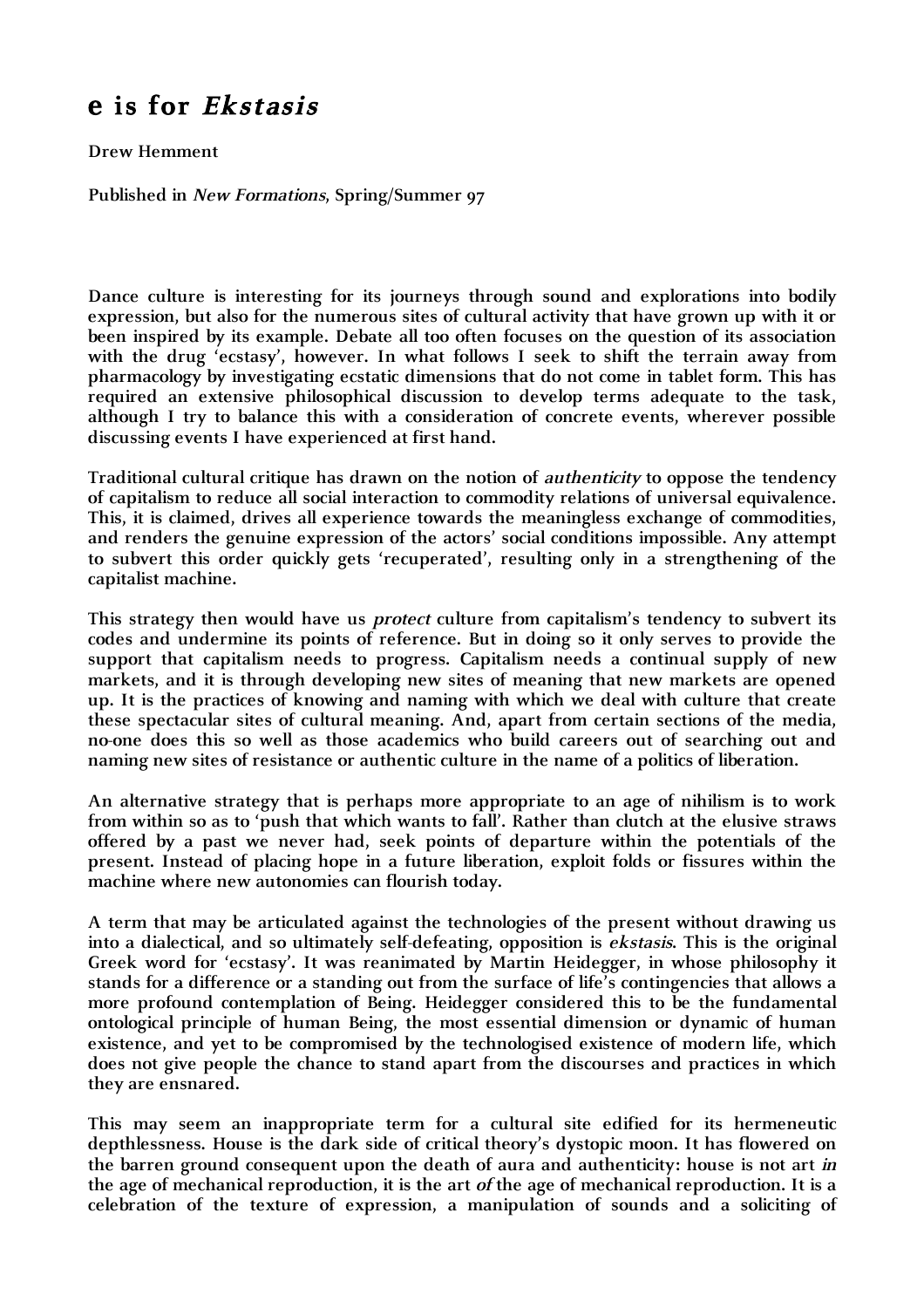# e is for *Ekstasis*

**Drew Hemment**

**Published in *New Formations*, Spring/Summer 97**

**Dance culture is interesting for its journeys through sound and explorations into bodily expression, but also for the numerous sites of cultural activity that have grown up with it or been inspired by its example. Debate all too often focuses on the question of its association with the drug 'ecstasy', however. In what follows I seek to shift the terrain away from pharmacology by investigating ecstatic dimensions that do not come in tablet form. This has required an extensive philosophical discussion to develop terms adequate to the task, although I try to balance this with a consideration of concrete events, wherever possible discussing events I have experienced at first hand.**

**Traditional cultural critique has drawn on the notion of *authenticity* to oppose the tendency of capitalism to reduce all social interaction to commodity relations of universal equivalence. This, it is claimed, drives all experience towards the meaningless exchange of commodities, and renders the genuine expression of the actors' social conditions impossible. Any attempt to subvert this order quickly gets 'recuperated', resulting only in a strengthening of the capitalist machine.**

**This strategy then would have us *protect* culture from capitalism's tendency to subvert its codes and undermine its points of reference. But in doing so it only serves to provide the support that capitalism needs to progress. Capitalism needs a continual supply of new markets, and it is through developing new sites of meaning that new markets are opened up. It is the practices of knowing and naming with which we deal with culture that create these spectacular sites of cultural meaning. And, apart from certain sections of the media, no-one does this so well as those academics who build careers out of searching out and naming new sites of resistance or authentic culture in the name of a politics of liberation.**

**An alternative strategy that is perhaps more appropriate to an age of nihilism is to work from within so as to 'push that which wants to fall'. Rather than clutch at the elusive straws offered by a past we never had, seek points of departure within the potentials of the present. Instead of placing hope in a future liberation, exploit folds or fissures within the machine where new autonomies can flourish today.**

**A term that may be articulated against the technologies of the present without drawing us into a dialectical, and so ultimately self-defeating, opposition is *ekstasis*. This is the original Greek word for 'ecstasy'. It was reanimated by Martin Heidegger, in whose philosophy it stands for a difference or a standing out from the surface of life's contingencies that allows a more profound contemplation of Being. Heidegger considered this to be the fundamental ontological principle of human Being, the most essential dimension or dynamic of human existence, and yet to be compromised by the technologised existence of modern life, which does not give people the chance to stand apart from the discourses and practices in which they are ensnared.**

**This may seem an inappropriate term for a cultural site edified for its hermeneutic depthlessness. House is the dark side of critical theory's dystopic moon. It has flowered on the barren ground consequent upon the death of aura and authenticity: house is not art *in* the age of mechanical reproduction, it is the art *of* the age of mechanical reproduction. It is a celebration of the texture of expression, a manipulation of sounds and a soliciting of**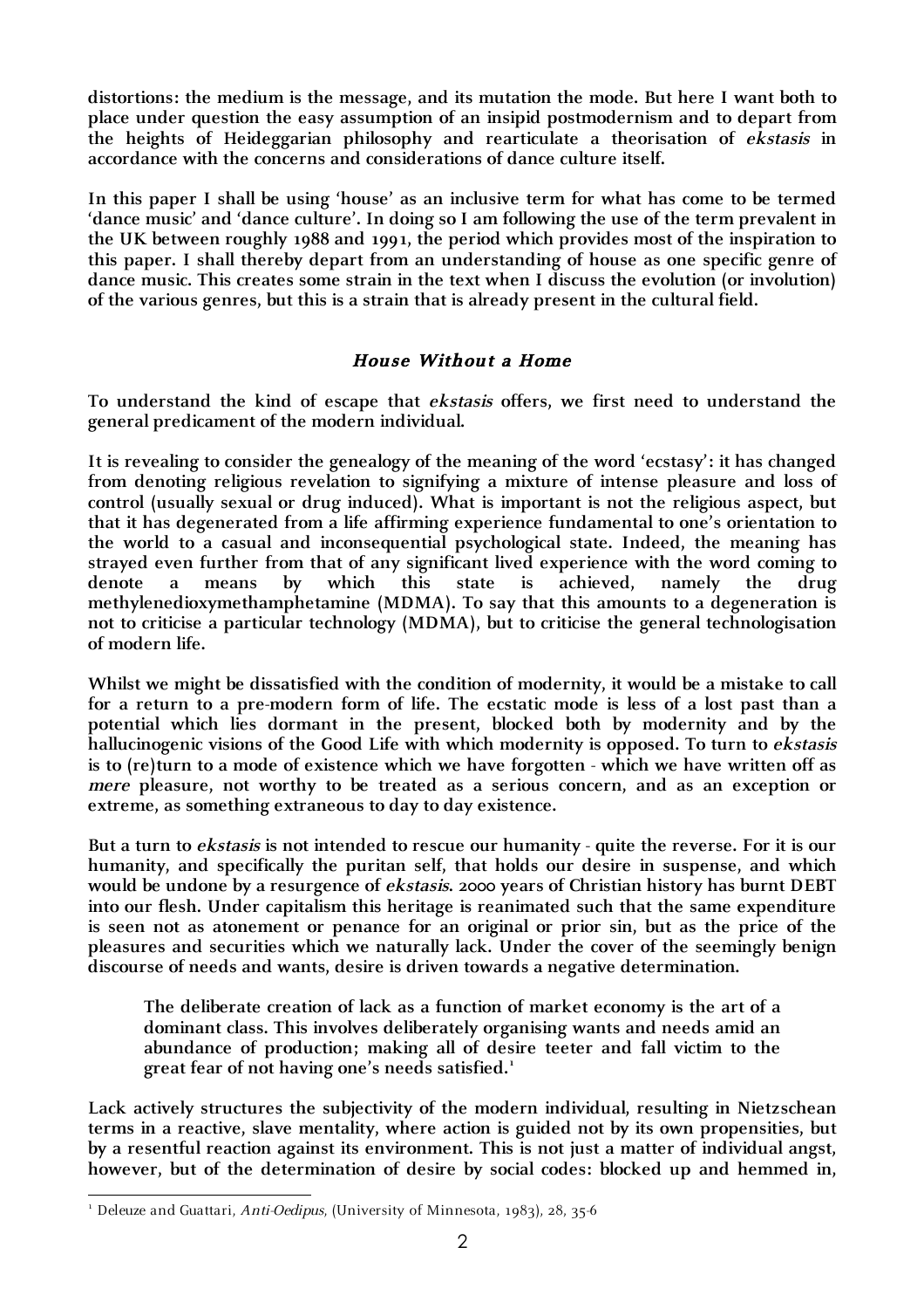distortions: the medium is the message, and its mutation the mode. But here I want both to place under question the easy assumption of an insipid postmodernism and to depart from the heights of Heideggarian philosophy and rearticulate a theorisation of *ekstasis* in accordance with the concerns and considerations of dance culture itself.

In this paper I shall be using 'house' as an inclusive term for what has come to be termed 'dance music' and 'dance culture'. In doing so I am following the use of the term prevalent in the UK between roughly 1988 and 1991, the period which provides most of the inspiration to this paper. I shall thereby depart from an understanding of house as one specific genre of dance music. This creates some strain in the text when I discuss the evolution (or involution) of the various genres, but this is a strain that is already present in the cultural field.

## *House Without a Home*

To understand the kind of escape that *ekstasis* offers, we first need to understand the general predicament of the modern individual.

It is revealing to consider the genealogy of the meaning of the word 'ecstasy': it has changed from denoting religious revelation to signifying a mixture of intense pleasure and loss of control (usually sexual or drug induced). What is important is not the religious aspect, but that it has degenerated from a life affirming experience fundamental to one's orientation to the world to a casual and inconsequential psychological state. Indeed, the meaning has strayed even further from that of any significant lived experience with the word coming to denote a means by which this state is achieved, namely the drug methylenedioxymethamphetamine (MDMA). To say that this amounts to a degeneration is not to criticise a particular technology (MDMA), but to criticise the general technologisation of modern life.

Whilst we might be dissatisfied with the condition of modernity, it would be a mistake to call for a return to a pre-modern form of life. The ecstatic mode is less of a lost past than a potential which lies dormant in the present, blocked both by modernity and by the hallucinogenic visions of the Good Life with which modernity is opposed. To turn to *ekstasis* is to (re)turn to a mode of existence which we have forgotten - which we have written off as *mere* pleasure, not worthy to be treated as a serious concern, and as an exception or extreme, as something extraneous to day to day existence.

But a turn to *ekstasis* is not intended to rescue our humanity - quite the reverse. For it is our humanity, and specifically the puritan self, that holds our desire in suspense, and which would be undone by a resurgence of *ekstasis*. 2000 years of Christian history has burnt DEBT into our flesh. Under capitalism this heritage is reanimated such that the same expenditure is seen not as atonement or penance for an original or prior sin, but as the price of the pleasures and securities which we naturally lack. Under the cover of the seemingly benign discourse of needs and wants, desire is driven towards a negative determination.

> The deliberate creation of lack as a function of market economy is the art of a dominant class. This involves deliberately organising wants and needs amid an abundance of production; making all of desire teeter and fall victim to the great fear of not having one's needs satisfied.[1]

Lack actively structures the subjectivity of the modern individual, resulting in Nietzschean terms in a reactive, slave mentality, where action is guided not by its own propensities, but by a resentful reaction against its environment. This is not just a matter of individual angst, however, but of the determination of desire by social codes: blocked up and hemmed in,

---

[1] Deleuze and Guattari, *Anti-Oedipus*, (University of Minnesota, 1983), 28, 35-6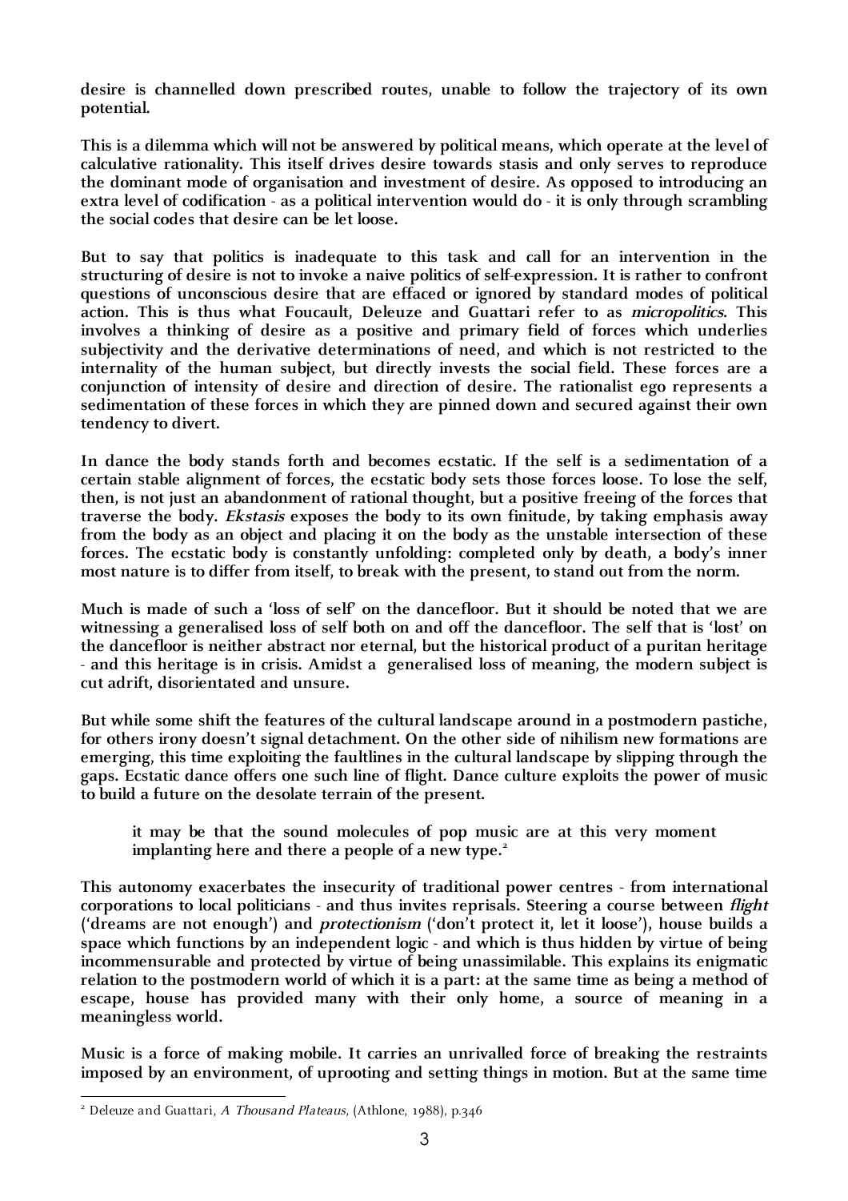desire is channelled down prescribed routes, unable to follow the trajectory of its own potential.

This is a dilemma which will not be answered by political means, which operate at the level of calculative rationality. This itself drives desire towards stasis and only serves to reproduce the dominant mode of organisation and investment of desire. As opposed to introducing an extra level of codification - as a political intervention would do - it is only through scrambling the social codes that desire can be let loose.

But to say that politics is inadequate to this task and call for an intervention in the structuring of desire is not to invoke a naive politics of self-expression. It is rather to confront questions of unconscious desire that are effaced or ignored by standard modes of political action. This is thus what Foucault, Deleuze and Guattari refer to as *micropolitics*. This involves a thinking of desire as a positive and primary field of forces which underlies subjectivity and the derivative determinations of need, and which is not restricted to the internality of the human subject, but directly invests the social field. These forces are a conjunction of intensity of desire and direction of desire. The rationalist ego represents a sedimentation of these forces in which they are pinned down and secured against their own tendency to divert.

In dance the body stands forth and becomes ecstatic. If the self is a sedimentation of a certain stable alignment of forces, the ecstatic body sets those forces loose. To lose the self, then, is not just an abandonment of rational thought, but a positive freeing of the forces that traverse the body. *Ekstasis* exposes the body to its own finitude, by taking emphasis away from the body as an object and placing it on the body as the unstable intersection of these forces. The ecstatic body is constantly unfolding: completed only by death, a body's inner most nature is to differ from itself, to break with the present, to stand out from the norm.

Much is made of such a 'loss of self' on the dancefloor. But it should be noted that we are witnessing a generalised loss of self both on and off the dancefloor. The self that is 'lost' on the dancefloor is neither abstract nor eternal, but the historical product of a puritan heritage - and this heritage is in crisis. Amidst a generalised loss of meaning, the modern subject is cut adrift, disorientated and unsure.

But while some shift the features of the cultural landscape around in a postmodern pastiche, for others irony doesn't signal detachment. On the other side of nihilism new formations are emerging, this time exploiting the faultlines in the cultural landscape by slipping through the gaps. Ecstatic dance offers one such line of flight. Dance culture exploits the power of music to build a future on the desolate terrain of the present.

> it may be that the sound molecules of pop music are at this very moment implanting here and there a people of a new type.[2]

This autonomy exacerbates the insecurity of traditional power centres - from international corporations to local politicians - and thus invites reprisals. Steering a course between *flight* ('dreams are not enough') and *protectionism* ('don't protect it, let it loose'), house builds a space which functions by an independent logic - and which is thus hidden by virtue of being incommensurable and protected by virtue of being unassimilable. This explains its enigmatic relation to the postmodern world of which it is a part: at the same time as being a method of escape, house has provided many with their only home, a source of meaning in a meaningless world.

Music is a force of making mobile. It carries an unrivalled force of breaking the restraints imposed by an environment, of uprooting and setting things in motion. But at the same time

---

[2] Deleuze and Guattari, *A Thousand Plateaus*, (Athlone, 1988), p.346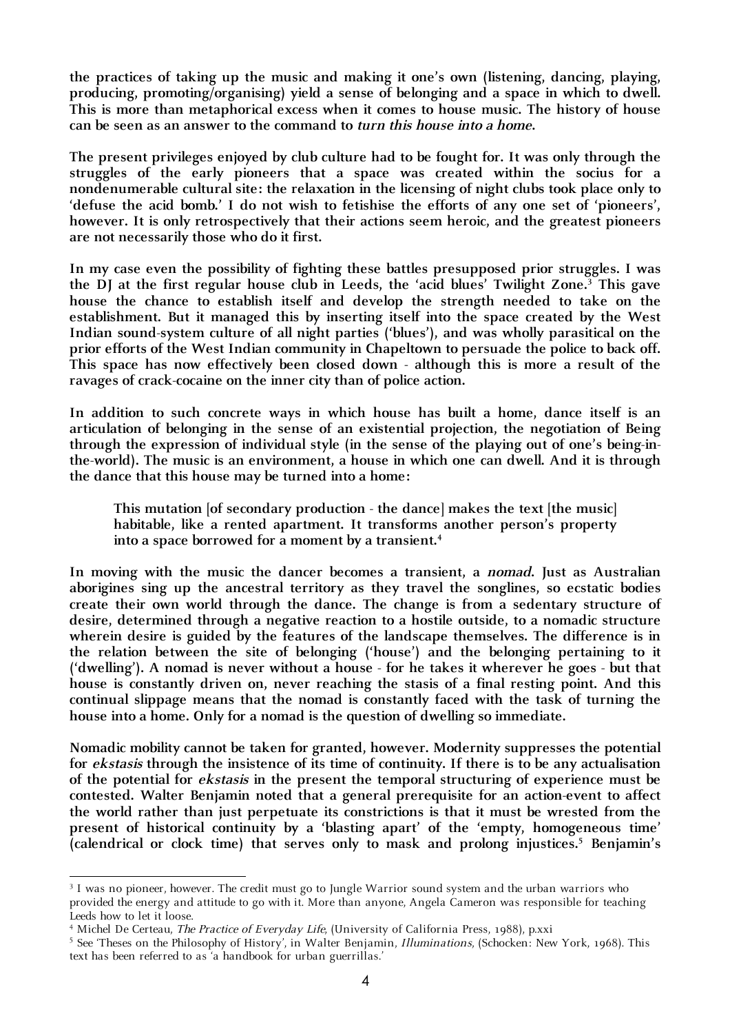the practices of taking up the music and making it one's own (listening, dancing, playing, producing, promoting/organising) yield a sense of belonging and a space in which to dwell. This is more than metaphorical excess when it comes to house music. The history of house can be seen as an answer to the command to *turn this house into a home*.

The present privileges enjoyed by club culture had to be fought for. It was only through the struggles of the early pioneers that a space was created within the socius for a nondenumerable cultural site: the relaxation in the licensing of night clubs took place only to 'defuse the acid bomb.' I do not wish to fetishise the efforts of any one set of 'pioneers', however. It is only retrospectively that their actions seem heroic, and the greatest pioneers are not necessarily those who do it first.

In my case even the possibility of fighting these battles presupposed prior struggles. I was the DJ at the first regular house club in Leeds, the 'acid blues' Twilight Zone.[3] This gave house the chance to establish itself and develop the strength needed to take on the establishment. But it managed this by inserting itself into the space created by the West Indian sound-system culture of all night parties ('blues'), and was wholly parasitical on the prior efforts of the West Indian community in Chapeltown to persuade the police to back off. This space has now effectively been closed down - although this is more a result of the ravages of crack-cocaine on the inner city than of police action.

In addition to such concrete ways in which house has built a home, dance itself is an articulation of belonging in the sense of an existential projection, the negotiation of Being through the expression of individual style (in the sense of the playing out of one's being-in-the-world). The music is an environment, a house in which one can dwell. And it is through the dance that this house may be turned into a home:

> This mutation [of secondary production - the dance] makes the text [the music] habitable, like a rented apartment. It transforms another person's property into a space borrowed for a moment by a transient.[4]

In moving with the music the dancer becomes a transient, a *nomad*. Just as Australian aborigines sing up the ancestral territory as they travel the songlines, so ecstatic bodies create their own world through the dance. The change is from a sedentary structure of desire, determined through a negative reaction to a hostile outside, to a nomadic structure wherein desire is guided by the features of the landscape themselves. The difference is in the relation between the site of belonging ('house') and the belonging pertaining to it ('dwelling'). A nomad is never without a house - for he takes it wherever he goes - but that house is constantly driven on, never reaching the stasis of a final resting point. And this continual slippage means that the nomad is constantly faced with the task of turning the house into a home. Only for a nomad is the question of dwelling so immediate.

Nomadic mobility cannot be taken for granted, however. Modernity suppresses the potential for *ekstasis* through the insistence of its time of continuity. If there is to be any actualisation of the potential for *ekstasis* in the present the temporal structuring of experience must be contested. Walter Benjamin noted that a general prerequisite for an action-event to affect the world rather than just perpetuate its constrictions is that it must be wrested from the present of historical continuity by a 'blasting apart' of the 'empty, homogeneous time' (calendrical or clock time) that serves only to mask and prolong injustices.[5] Benjamin's

---

[3] I was no pioneer, however. The credit must go to Jungle Warrior sound system and the urban warriors who provided the energy and attitude to go with it. More than anyone, Angela Cameron was responsible for teaching Leeds how to let it loose.

[4] Michel De Certeau, *The Practice of Everyday Life*, (University of California Press, 1988), p.xxi

[5] See 'Theses on the Philosophy of History', in Walter Benjamin, *Illuminations*, (Schocken: New York, 1968). This text has been referred to as 'a handbook for urban guerrillas.'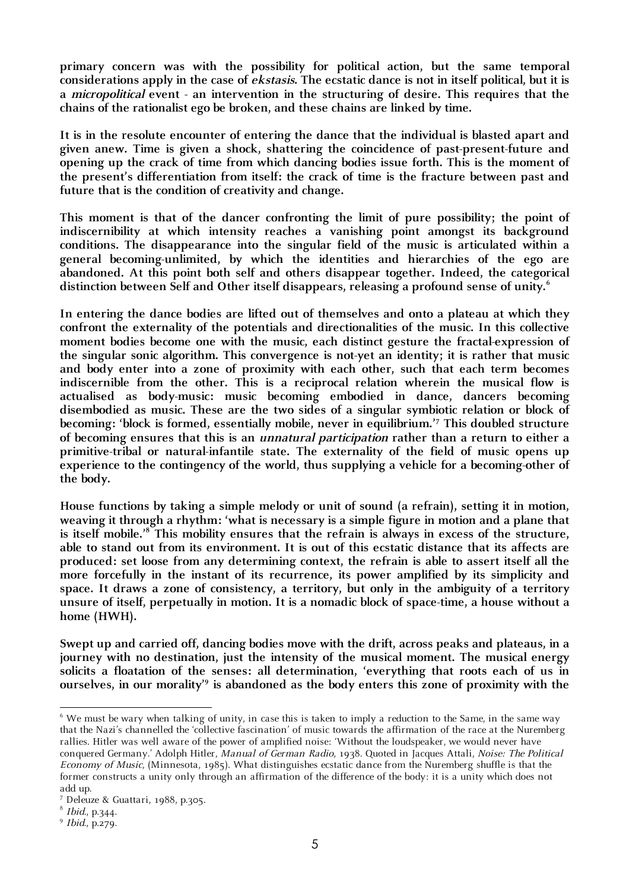**primary concern was with the possibility for political action, but the same temporal considerations apply in the case of *ekstasis*. The ecstatic dance is not in itself political, but it is a *micropolitical* event - an intervention in the structuring of desire. This requires that the chains of the rationalist ego be broken, and these chains are linked by time.**

**It is in the resolute encounter of entering the dance that the individual is blasted apart and given anew. Time is given a shock, shattering the coincidence of past-present-future and opening up the crack of time from which dancing bodies issue forth. This is the moment of the present's differentiation from itself: the crack of time is the fracture between past and future that is the condition of creativity and change.**

**This moment is that of the dancer confronting the limit of pure possibility; the point of indiscernibility at which intensity reaches a vanishing point amongst its background conditions. The disappearance into the singular field of the music is articulated within a general becoming-unlimited, by which the identities and hierarchies of the ego are abandoned. At this point both self and others disappear together. Indeed, the categorical distinction between Self and Other itself disappears, releasing a profound sense of unity.[6]**

**In entering the dance bodies are lifted out of themselves and onto a plateau at which they confront the externality of the potentials and directionalities of the music. In this collective moment bodies become one with the music, each distinct gesture the fractal-expression of the singular sonic algorithm. This convergence is not-yet an identity; it is rather that music and body enter into a zone of proximity with each other, such that each term becomes indiscernible from the other. This is a reciprocal relation wherein the musical flow is actualised as body-music: music becoming embodied in dance, dancers becoming disembodied as music. These are the two sides of a singular symbiotic relation or block of becoming: 'block is formed, essentially mobile, never in equilibrium.'[7] This doubled structure of becoming ensures that this is an *unnatural participation* rather than a return to either a primitive-tribal or natural-infantile state. The externality of the field of music opens up experience to the contingency of the world, thus supplying a vehicle for a becoming-other of the body.**

**House functions by taking a simple melody or unit of sound (a refrain), setting it in motion, weaving it through a rhythm: 'what is necessary is a simple figure in motion and a plane that is itself mobile.'[8] This mobility ensures that the refrain is always in excess of the structure, able to stand out from its environment. It is out of this ecstatic distance that its affects are produced: set loose from any determining context, the refrain is able to assert itself all the more forcefully in the instant of its recurrence, its power amplified by its simplicity and space. It draws a zone of consistency, a territory, but only in the ambiguity of a territory unsure of itself, perpetually in motion. It is a nomadic block of space-time, a house without a home (HWH).**

**Swept up and carried off, dancing bodies move with the drift, across peaks and plateaus, in a journey with no destination, just the intensity of the musical moment. The musical energy solicits a floatation of the senses: all determination, 'everything that roots each of us in ourselves, in our morality'[9] is abandoned as the body enters this zone of proximity with the**

---

[6] We must be wary when talking of unity, in case this is taken to imply a reduction to the Same, in the same way that the Nazi's channelled the 'collective fascination' of music towards the affirmation of the race at the Nuremberg rallies. Hitler was well aware of the power of amplified noise: 'Without the loudspeaker, we would never have conquered Germany.' Adolph Hitler, *Manual of German Radio*, 1938. Quoted in Jacques Attali, *Noise: The Political Economy of Music*, (Minnesota, 1985). What distinguishes ecstatic dance from the Nuremberg shuffle is that the former constructs a unity only through an affirmation of the difference of the body: it is a unity which does not add up.

[7] Deleuze & Guattari, 1988, p.305.

[8] *Ibid.*, p.344.

[9] *Ibid.*, p.279.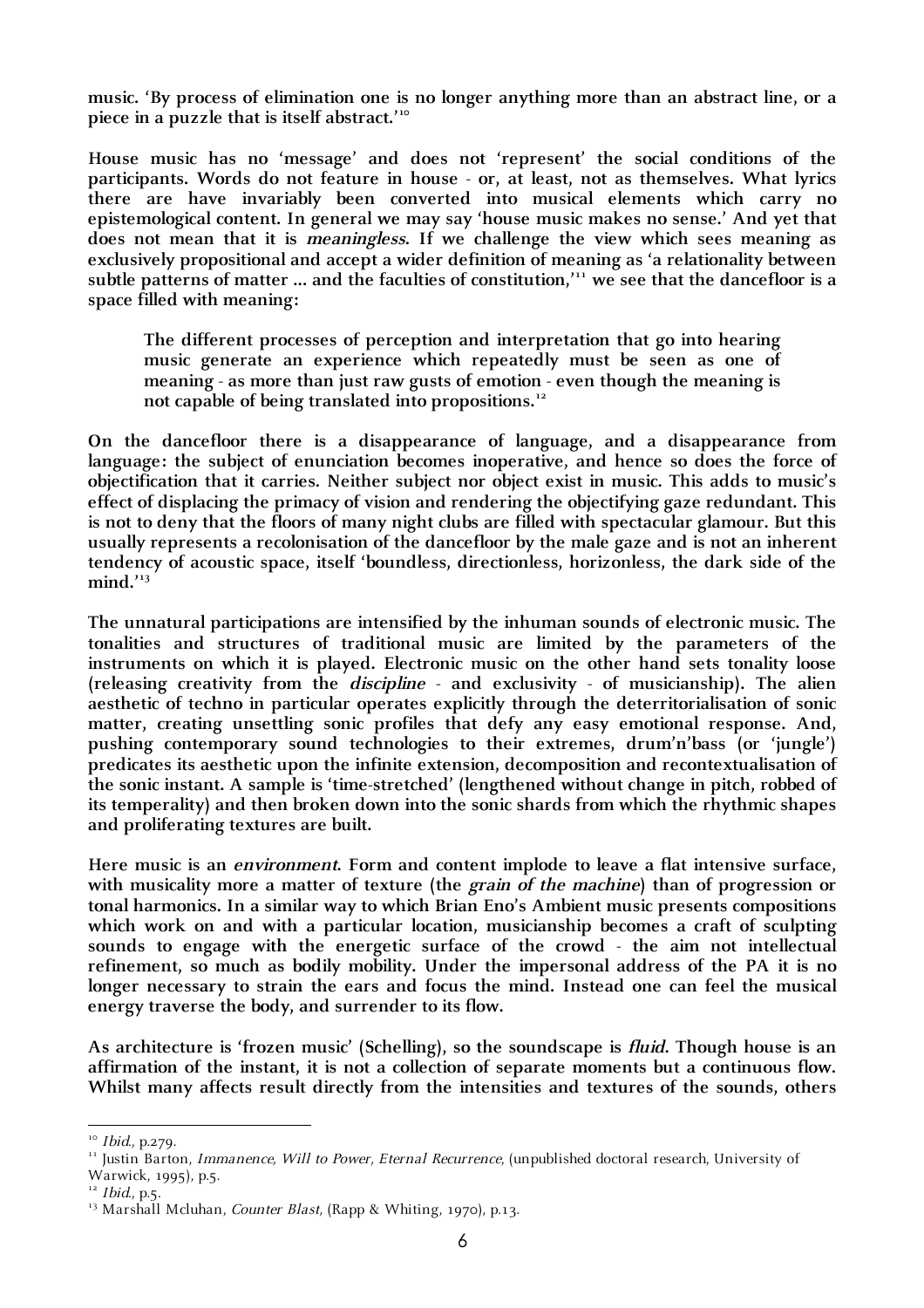music. 'By process of elimination one is no longer anything more than an abstract line, or a piece in a puzzle that is itself abstract.'[10]

House music has no 'message' and does not 'represent' the social conditions of the participants. Words do not feature in house - or, at least, not as themselves. What lyrics there are have invariably been converted into musical elements which carry no epistemological content. In general we may say 'house music makes no sense.' And yet that does not mean that it is *meaningless*. If we challenge the view which sees meaning as exclusively propositional and accept a wider definition of meaning as 'a relationality between subtle patterns of matter ... and the faculties of constitution,'[11] we see that the dancefloor is a space filled with meaning:

> The different processes of perception and interpretation that go into hearing music generate an experience which repeatedly must be seen as one of meaning - as more than just raw gusts of emotion - even though the meaning is not capable of being translated into propositions.[12]

On the dancefloor there is a disappearance of language, and a disappearance from language: the subject of enunciation becomes inoperative, and hence so does the force of objectification that it carries. Neither subject nor object exist in music. This adds to music's effect of displacing the primacy of vision and rendering the objectifying gaze redundant. This is not to deny that the floors of many night clubs are filled with spectacular glamour. But this usually represents a recolonisation of the dancefloor by the male gaze and is not an inherent tendency of acoustic space, itself 'boundless, directionless, horizonless, the dark side of the mind.'[13]

The unnatural participations are intensified by the inhuman sounds of electronic music. The tonalities and structures of traditional music are limited by the parameters of the instruments on which it is played. Electronic music on the other hand sets tonality loose (releasing creativity from the *discipline* - and exclusivity - of musicianship). The alien aesthetic of techno in particular operates explicitly through the deterritorialisation of sonic matter, creating unsettling sonic profiles that defy any easy emotional response. And, pushing contemporary sound technologies to their extremes, drum'n'bass (or 'jungle') predicates its aesthetic upon the infinite extension, decomposition and recontextualisation of the sonic instant. A sample is 'time-stretched' (lengthened without change in pitch, robbed of its temperality) and then broken down into the sonic shards from which the rhythmic shapes and proliferating textures are built.

Here music is an *environment*. Form and content implode to leave a flat intensive surface, with musicality more a matter of texture (the *grain of the machine*) than of progression or tonal harmonics. In a similar way to which Brian Eno's Ambient music presents compositions which work on and with a particular location, musicianship becomes a craft of sculpting sounds to engage with the energetic surface of the crowd - the aim not intellectual refinement, so much as bodily mobility. Under the impersonal address of the PA it is no longer necessary to strain the ears and focus the mind. Instead one can feel the musical energy traverse the body, and surrender to its flow.

As architecture is 'frozen music' (Schelling), so the soundscape is *fluid*. Though house is an affirmation of the instant, it is not a collection of separate moments but a continuous flow. Whilst many affects result directly from the intensities and textures of the sounds, others

---

[10] *Ibid.*, p.279.

[11] Justin Barton, *Immanence, Will to Power, Eternal Recurrence*, (unpublished doctoral research, University of Warwick, 1995), p.5.

[12] *Ibid.*, p.5.

[13] Marshall Mcluhan, *Counter Blast*, (Rapp & Whiting, 1970), p.13.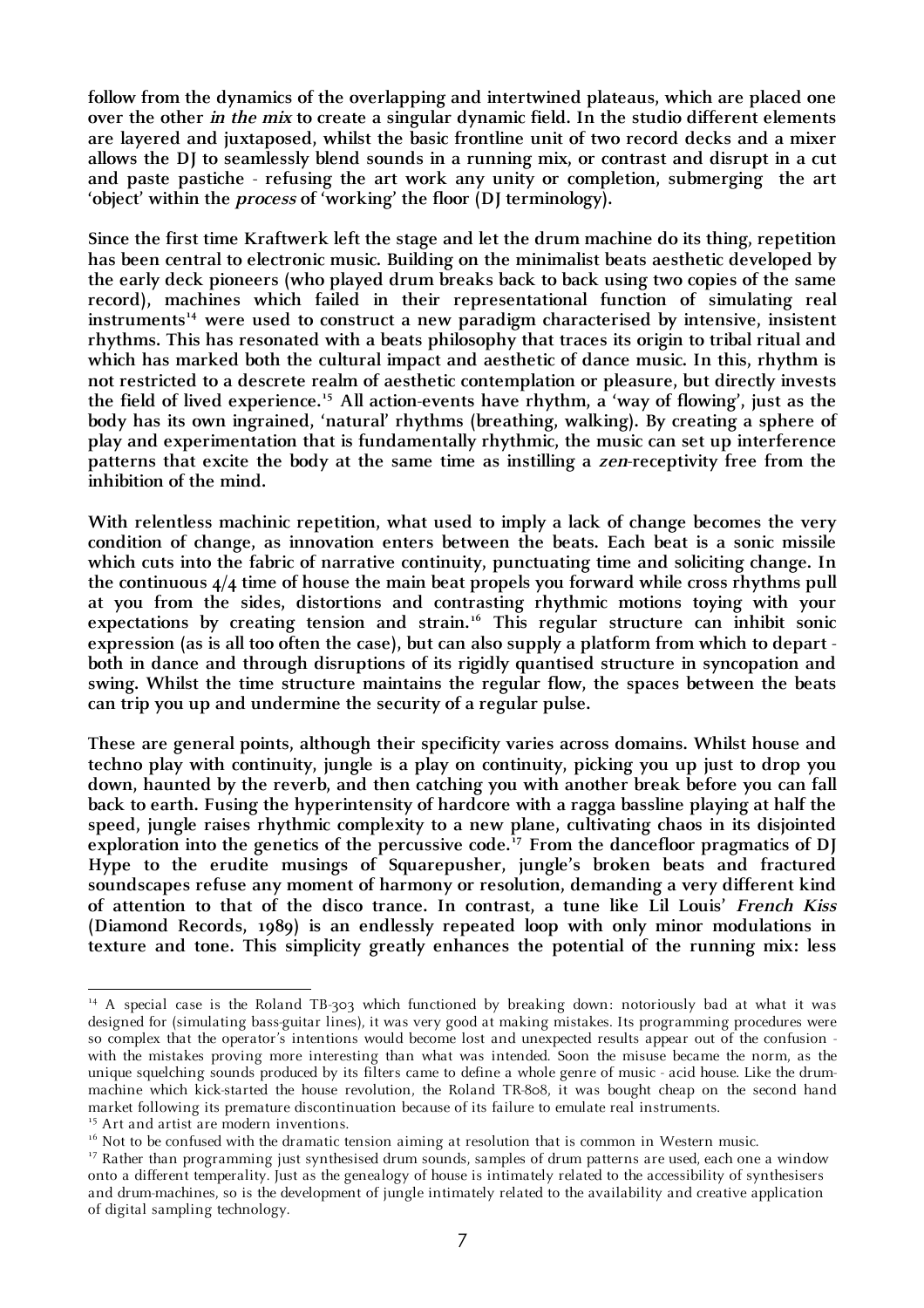**follow from the dynamics of the overlapping and intertwined plateaus, which are placed one over the other *in the mix* to create a singular dynamic field. In the studio different elements are layered and juxtaposed, whilst the basic frontline unit of two record decks and a mixer allows the DJ to seamlessly blend sounds in a running mix, or contrast and disrupt in a cut and paste pastiche - refusing the art work any unity or completion, submerging the art 'object' within the *process* of 'working' the floor (DJ terminology).**

**Since the first time Kraftwerk left the stage and let the drum machine do its thing, repetition has been central to electronic music. Building on the minimalist beats aesthetic developed by the early deck pioneers (who played drum breaks back to back using two copies of the same record), machines which failed in their representational function of simulating real instruments[14] were used to construct a new paradigm characterised by intensive, insistent rhythms. This has resonated with a beats philosophy that traces its origin to tribal ritual and which has marked both the cultural impact and aesthetic of dance music. In this, rhythm is not restricted to a descrete realm of aesthetic contemplation or pleasure, but directly invests the field of lived experience.[15] All action-events have rhythm, a 'way of flowing', just as the body has its own ingrained, 'natural' rhythms (breathing, walking). By creating a sphere of play and experimentation that is fundamentally rhythmic, the music can set up interference patterns that excite the body at the same time as instilling a *zen*-receptivity free from the inhibition of the mind.**

**With relentless machinic repetition, what used to imply a lack of change becomes the very condition of change, as innovation enters between the beats. Each beat is a sonic missile which cuts into the fabric of narrative continuity, punctuating time and soliciting change. In the continuous 4/4 time of house the main beat propels you forward while cross rhythms pull at you from the sides, distortions and contrasting rhythmic motions toying with your expectations by creating tension and strain.[16] This regular structure can inhibit sonic expression (as is all too often the case), but can also supply a platform from which to depart - both in dance and through disruptions of its rigidly quantised structure in syncopation and swing. Whilst the time structure maintains the regular flow, the spaces between the beats can trip you up and undermine the security of a regular pulse.**

**These are general points, although their specificity varies across domains. Whilst house and techno play with continuity, jungle is a play on continuity, picking you up just to drop you down, haunted by the reverb, and then catching you with another break before you can fall back to earth. Fusing the hyperintensity of hardcore with a ragga bassline playing at half the speed, jungle raises rhythmic complexity to a new plane, cultivating chaos in its disjointed exploration into the genetics of the percussive code.[17] From the dancefloor pragmatics of DJ Hype to the erudite musings of Squarepusher, jungle's broken beats and fractured soundscapes refuse any moment of harmony or resolution, demanding a very different kind of attention to that of the disco trance. In contrast, a tune like Lil Louis' *French Kiss* (Diamond Records, 1989) is an endlessly repeated loop with only minor modulations in texture and tone. This simplicity greatly enhances the potential of the running mix: less**

---

[14] A special case is the Roland TB-303 which functioned by breaking down: notoriously bad at what it was designed for (simulating bass-guitar lines), it was very good at making mistakes. Its programming procedures were so complex that the operator's intentions would become lost and unexpected results appear out of the confusion - with the mistakes proving more interesting than what was intended. Soon the misuse became the norm, as the unique squelching sounds produced by its filters came to define a whole genre of music - acid house. Like the drum-machine which kick-started the house revolution, the Roland TR-808, it was bought cheap on the second hand market following its premature discontinuation because of its failure to emulate real instruments.

[15] Art and artist are modern inventions.

[16] Not to be confused with the dramatic tension aiming at resolution that is common in Western music.

[17] Rather than programming just synthesised drum sounds, samples of drum patterns are used, each one a window onto a different temperality. Just as the genealogy of house is intimately related to the accessibility of synthesisers and drum-machines, so is the development of jungle intimately related to the availability and creative application of digital sampling technology.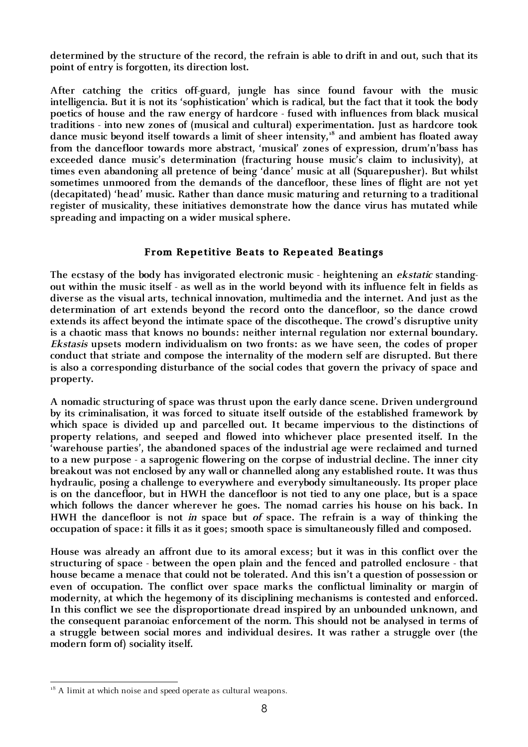determined by the structure of the record, the refrain is able to drift in and out, such that its point of entry is forgotten, its direction lost.

After catching the critics off-guard, jungle has since found favour with the music intelligencia. But it is not its 'sophistication' which is radical, but the fact that it took the body poetics of house and the raw energy of hardcore - fused with influences from black musical traditions - into new zones of (musical and cultural) experimentation. Just as hardcore took dance music beyond itself towards a limit of sheer intensity,[18] and ambient has floated away from the dancefloor towards more abstract, 'musical' zones of expression, drum'n'bass has exceeded dance music's determination (fracturing house music's claim to inclusivity), at times even abandoning all pretence of being 'dance' music at all (Squarepusher). But whilst sometimes unmoored from the demands of the dancefloor, these lines of flight are not yet (decapitated) 'head' music. Rather than dance music maturing and returning to a traditional register of musicality, these initiatives demonstrate how the dance virus has mutated while spreading and impacting on a wider musical sphere.

## From Repetitive Beats to Repeated Beatings

The ecstasy of the body has invigorated electronic music - heightening an *ekstatic* standing-out within the music itself - as well as in the world beyond with its influence felt in fields as diverse as the visual arts, technical innovation, multimedia and the internet. And just as the determination of art extends beyond the record onto the dancefloor, so the dance crowd extends its affect beyond the intimate space of the discotheque. The crowd's disruptive unity is a chaotic mass that knows no bounds: neither internal regulation nor external boundary. *Ekstasis* upsets modern individualism on two fronts: as we have seen, the codes of proper conduct that striate and compose the internality of the modern self are disrupted. But there is also a corresponding disturbance of the social codes that govern the privacy of space and property.

A nomadic structuring of space was thrust upon the early dance scene. Driven underground by its criminalisation, it was forced to situate itself outside of the established framework by which space is divided up and parcelled out. It became impervious to the distinctions of property relations, and seeped and flowed into whichever place presented itself. In the 'warehouse parties', the abandoned spaces of the industrial age were reclaimed and turned to a new purpose - a saprogenic flowering on the corpse of industrial decline. The inner city breakout was not enclosed by any wall or channelled along any established route. It was thus hydraulic, posing a challenge to everywhere and everybody simultaneously. Its proper place is on the dancefloor, but in HWH the dancefloor is not tied to any one place, but is a space which follows the dancer wherever he goes. The nomad carries his house on his back. In HWH the dancefloor is not *in* space but *of* space. The refrain is a way of thinking the occupation of space: it fills it as it goes; smooth space is simultaneously filled and composed.

House was already an affront due to its amoral excess; but it was in this conflict over the structuring of space - between the open plain and the fenced and patrolled enclosure - that house became a menace that could not be tolerated. And this isn't a question of possession or even of occupation. The conflict over space marks the conflictual liminality or margin of modernity, at which the hegemony of its disciplining mechanisms is contested and enforced. In this conflict we see the disproportionate dread inspired by an unbounded unknown, and the consequent paranoiac enforcement of the norm. This should not be analysed in terms of a struggle between social mores and individual desires. It was rather a struggle over (the modern form of) sociality itself.

---

[18] A limit at which noise and speed operate as cultural weapons.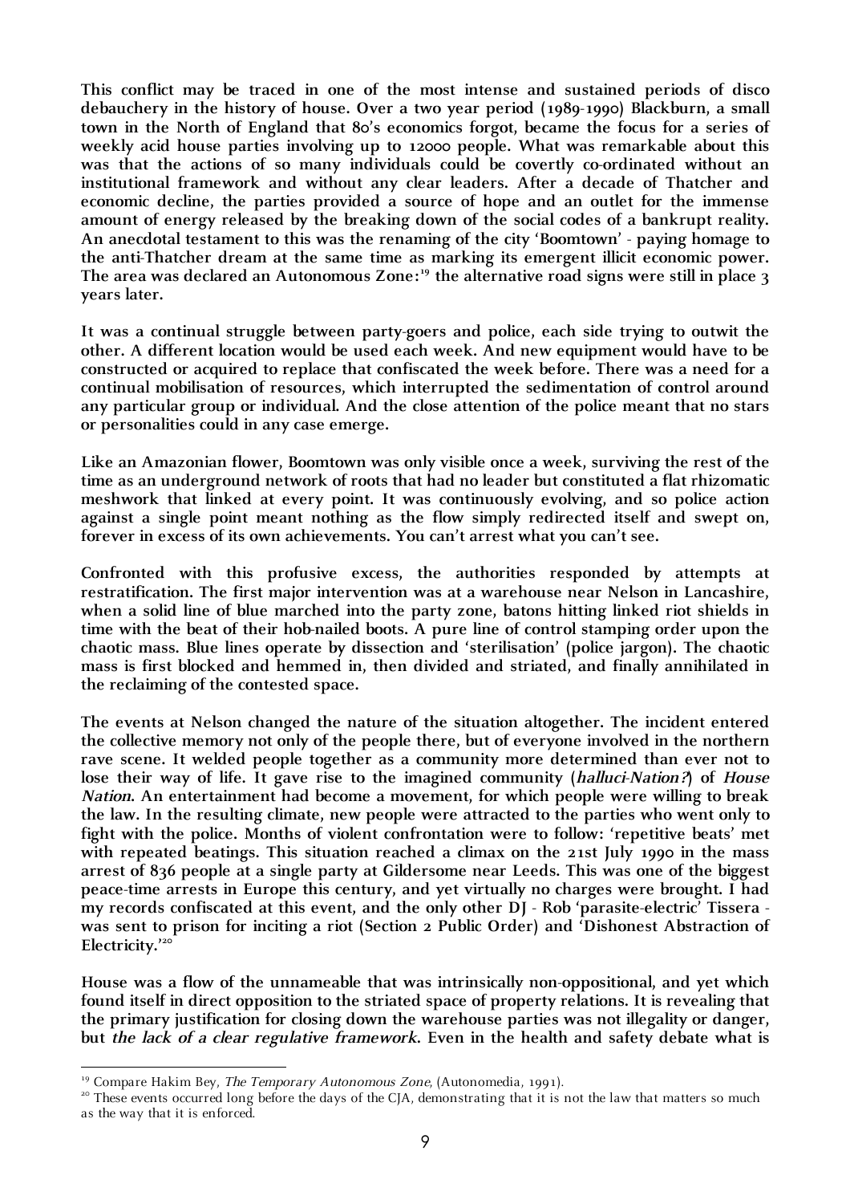This conflict may be traced in one of the most intense and sustained periods of disco debauchery in the history of house. Over a two year period (1989-1990) Blackburn, a small town in the North of England that 80's economics forgot, became the focus for a series of weekly acid house parties involving up to 12000 people. What was remarkable about this was that the actions of so many individuals could be covertly co-ordinated without an institutional framework and without any clear leaders. After a decade of Thatcher and economic decline, the parties provided a source of hope and an outlet for the immense amount of energy released by the breaking down of the social codes of a bankrupt reality. An anecdotal testament to this was the renaming of the city 'Boomtown' - paying homage to the anti-Thatcher dream at the same time as marking its emergent illicit economic power. The area was declared an Autonomous Zone:[19] the alternative road signs were still in place 3 years later.

It was a continual struggle between party-goers and police, each side trying to outwit the other. A different location would be used each week. And new equipment would have to be constructed or acquired to replace that confiscated the week before. There was a need for a continual mobilisation of resources, which interrupted the sedimentation of control around any particular group or individual. And the close attention of the police meant that no stars or personalities could in any case emerge.

Like an Amazonian flower, Boomtown was only visible once a week, surviving the rest of the time as an underground network of roots that had no leader but constituted a flat rhizomatic meshwork that linked at every point. It was continuously evolving, and so police action against a single point meant nothing as the flow simply redirected itself and swept on, forever in excess of its own achievements. You can't arrest what you can't see.

Confronted with this profusive excess, the authorities responded by attempts at restratification. The first major intervention was at a warehouse near Nelson in Lancashire, when a solid line of blue marched into the party zone, batons hitting linked riot shields in time with the beat of their hob-nailed boots. A pure line of control stamping order upon the chaotic mass. Blue lines operate by dissection and 'sterilisation' (police jargon). The chaotic mass is first blocked and hemmed in, then divided and striated, and finally annihilated in the reclaiming of the contested space.

The events at Nelson changed the nature of the situation altogether. The incident entered the collective memory not only of the people there, but of everyone involved in the northern rave scene. It welded people together as a community more determined than ever not to lose their way of life. It gave rise to the imagined community (*halluci-Nation?*) of *House Nation*. An entertainment had become a movement, for which people were willing to break the law. In the resulting climate, new people were attracted to the parties who went only to fight with the police. Months of violent confrontation were to follow: 'repetitive beats' met with repeated beatings. This situation reached a climax on the 21st July 1990 in the mass arrest of 836 people at a single party at Gildersome near Leeds. This was one of the biggest peace-time arrests in Europe this century, and yet virtually no charges were brought. I had my records confiscated at this event, and the only other DJ - Rob 'parasite-electric' Tissera - was sent to prison for inciting a riot (Section 2 Public Order) and 'Dishonest Abstraction of Electricity.'[20]

House was a flow of the unnameable that was intrinsically non-oppositional, and yet which found itself in direct opposition to the striated space of property relations. It is revealing that the primary justification for closing down the warehouse parties was not illegality or danger, but *the lack of a clear regulative framework*. Even in the health and safety debate what is

---

[19] Compare Hakim Bey, *The Temporary Autonomous Zone*, (Autonomedia, 1991).

[20] These events occurred long before the days of the CJA, demonstrating that it is not the law that matters so much as the way that it is enforced.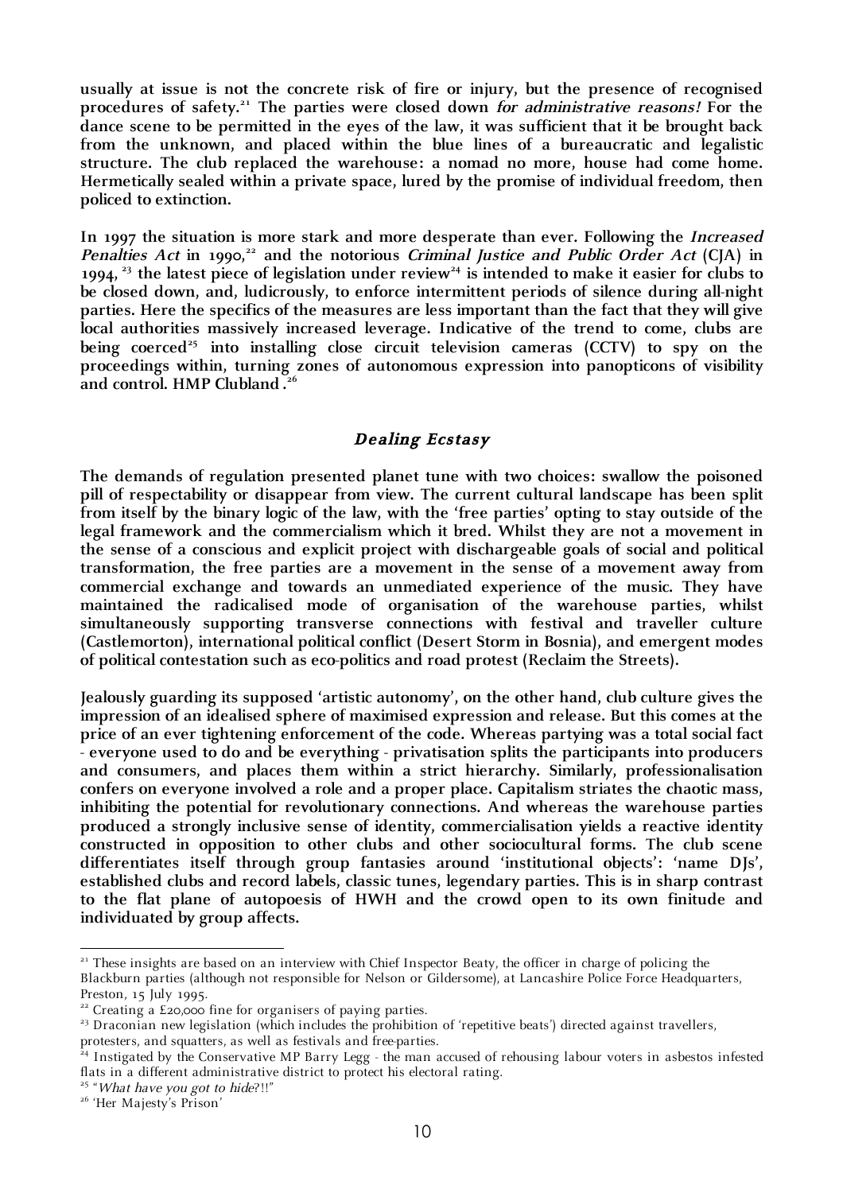**usually at issue is not the concrete risk of fire or injury, but the presence of recognised procedures of safety.[21] The parties were closed down *for administrative reasons!* For the dance scene to be permitted in the eyes of the law, it was sufficient that it be brought back from the unknown, and placed within the blue lines of a bureaucratic and legalistic structure. The club replaced the warehouse: a nomad no more, house had come home. Hermetically sealed within a private space, lured by the promise of individual freedom, then policed to extinction.**

**In 1997 the situation is more stark and more desperate than ever. Following the *Increased Penalties Act* in 1990,[22] and the notorious *Criminal Justice and Public Order Act* (CJA) in 1994, [23] the latest piece of legislation under review[24] is intended to make it easier for clubs to be closed down, and, ludicrously, to enforce intermittent periods of silence during all-night parties. Here the specifics of the measures are less important than the fact that they will give local authorities massively increased leverage. Indicative of the trend to come, clubs are being coerced[25] into installing close circuit television cameras (CCTV) to spy on the proceedings within, turning zones of autonomous expression into panopticons of visibility and control. HMP Clubland .[26]**

## *Dealing Ecstasy*

**The demands of regulation presented planet tune with two choices: swallow the poisoned pill of respectability or disappear from view. The current cultural landscape has been split from itself by the binary logic of the law, with the 'free parties' opting to stay outside of the legal framework and the commercialism which it bred. Whilst they are not a movement in the sense of a conscious and explicit project with dischargeable goals of social and political transformation, the free parties are a movement in the sense of a movement away from commercial exchange and towards an unmediated experience of the music. They have maintained the radicalised mode of organisation of the warehouse parties, whilst simultaneously supporting transverse connections with festival and traveller culture (Castlemorton), international political conflict (Desert Storm in Bosnia), and emergent modes of political contestation such as eco-politics and road protest (Reclaim the Streets).**

**Jealously guarding its supposed 'artistic autonomy', on the other hand, club culture gives the impression of an idealised sphere of maximised expression and release. But this comes at the price of an ever tightening enforcement of the code. Whereas partying was a total social fact - everyone used to do and be everything - privatisation splits the participants into producers and consumers, and places them within a strict hierarchy. Similarly, professionalisation confers on everyone involved a role and a proper place. Capitalism striates the chaotic mass, inhibiting the potential for revolutionary connections. And whereas the warehouse parties produced a strongly inclusive sense of identity, commercialisation yields a reactive identity constructed in opposition to other clubs and other sociocultural forms. The club scene differentiates itself through group fantasies around 'institutional objects': 'name DJs', established clubs and record labels, classic tunes, legendary parties. This is in sharp contrast to the flat plane of autopoesis of HWH and the crowd open to its own finitude and individuated by group affects.**

---

[21] These insights are based on an interview with Chief Inspector Beaty, the officer in charge of policing the Blackburn parties (although not responsible for Nelson or Gildersome), at Lancashire Police Force Headquarters, Preston, 15 July 1995.

[22] Creating a £20,000 fine for organisers of paying parties.

[23] Draconian new legislation (which includes the prohibition of 'repetitive beats') directed against travellers, protesters, and squatters, as well as festivals and free-parties.

[24] Instigated by the Conservative MP Barry Legg - the man accused of rehousing labour voters in asbestos infested flats in a different administrative district to protect his electoral rating.

[25] "*What have you got to hide*?!!"

[26] 'Her Majesty's Prison'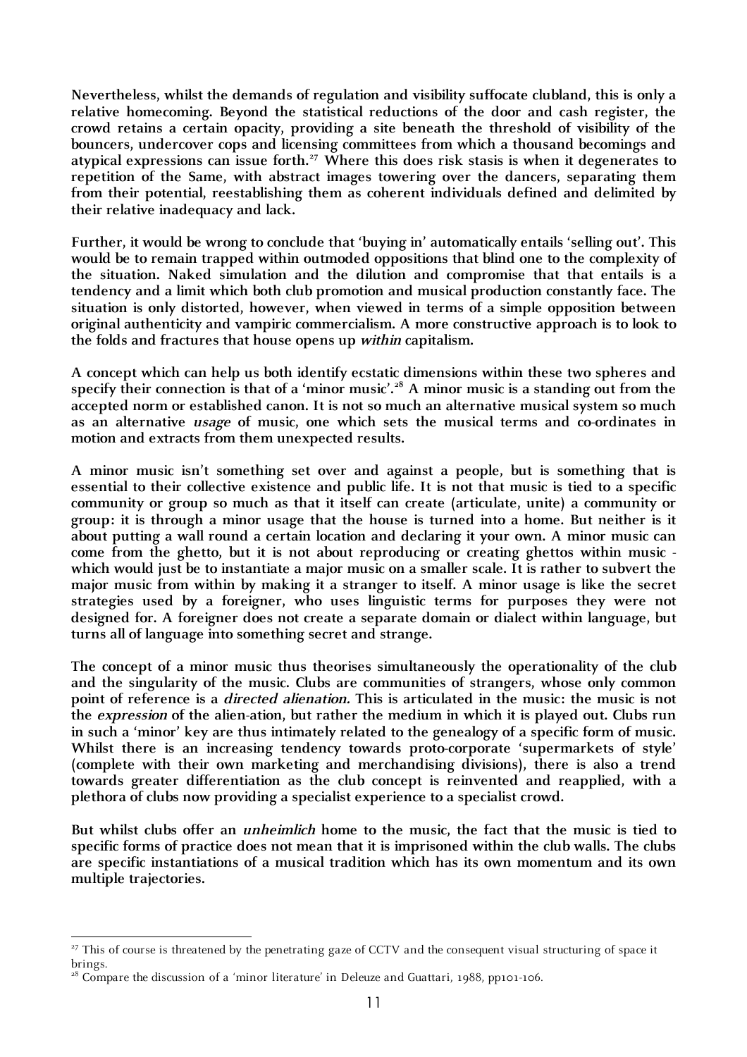Nevertheless, whilst the demands of regulation and visibility suffocate clubland, this is only a relative homecoming. Beyond the statistical reductions of the door and cash register, the crowd retains a certain opacity, providing a site beneath the threshold of visibility of the bouncers, undercover cops and licensing committees from which a thousand becomings and atypical expressions can issue forth.[27] Where this does risk stasis is when it degenerates to repetition of the Same, with abstract images towering over the dancers, separating them from their potential, reestablishing them as coherent individuals defined and delimited by their relative inadequacy and lack.

Further, it would be wrong to conclude that 'buying in' automatically entails 'selling out'. This would be to remain trapped within outmoded oppositions that blind one to the complexity of the situation. Naked simulation and the dilution and compromise that that entails is a tendency and a limit which both club promotion and musical production constantly face. The situation is only distorted, however, when viewed in terms of a simple opposition between original authenticity and vampiric commercialism. A more constructive approach is to look to the folds and fractures that house opens up *within* capitalism.

A concept which can help us both identify ecstatic dimensions within these two spheres and specify their connection is that of a 'minor music'.[28] A minor music is a standing out from the accepted norm or established canon. It is not so much an alternative musical system so much as an alternative *usage* of music, one which sets the musical terms and co-ordinates in motion and extracts from them unexpected results.

A minor music isn't something set over and against a people, but is something that is essential to their collective existence and public life. It is not that music is tied to a specific community or group so much as that it itself can create (articulate, unite) a community or group: it is through a minor usage that the house is turned into a home. But neither is it about putting a wall round a certain location and declaring it your own. A minor music can come from the ghetto, but it is not about reproducing or creating ghettos within music - which would just be to instantiate a major music on a smaller scale. It is rather to subvert the major music from within by making it a stranger to itself. A minor usage is like the secret strategies used by a foreigner, who uses linguistic terms for purposes they were not designed for. A foreigner does not create a separate domain or dialect within language, but turns all of language into something secret and strange.

The concept of a minor music thus theorises simultaneously the operationality of the club and the singularity of the music. Clubs are communities of strangers, whose only common point of reference is a *directed alienation.* This is articulated in the music: the music is not the *expression* of the alien-ation, but rather the medium in which it is played out. Clubs run in such a 'minor' key are thus intimately related to the genealogy of a specific form of music. Whilst there is an increasing tendency towards proto-corporate 'supermarkets of style' (complete with their own marketing and merchandising divisions), there is also a trend towards greater differentiation as the club concept is reinvented and reapplied, with a plethora of clubs now providing a specialist experience to a specialist crowd.

But whilst clubs offer an *unheimlich* home to the music, the fact that the music is tied to specific forms of practice does not mean that it is imprisoned within the club walls. The clubs are specific instantiations of a musical tradition which has its own momentum and its own multiple trajectories.

---

[27] This of course is threatened by the penetrating gaze of CCTV and the consequent visual structuring of space it brings.

[28] Compare the discussion of a 'minor literature' in Deleuze and Guattari, 1988, pp101-106.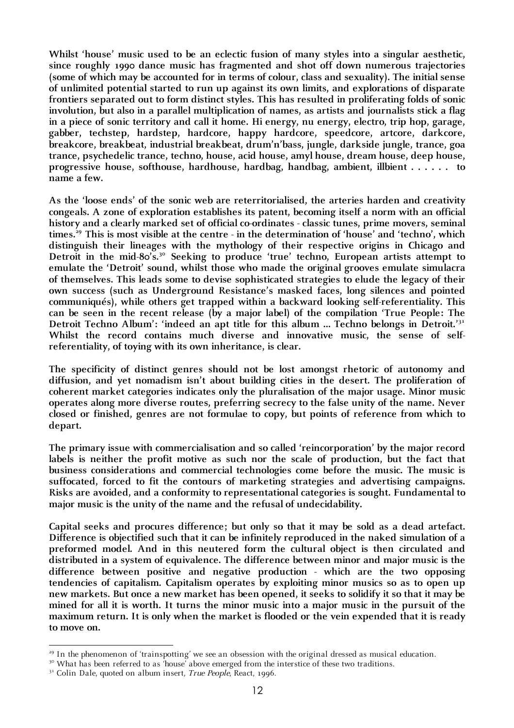Whilst 'house' music used to be an eclectic fusion of many styles into a singular aesthetic, since roughly 1990 dance music has fragmented and shot off down numerous trajectories (some of which may be accounted for in terms of colour, class and sexuality). The initial sense of unlimited potential started to run up against its own limits, and explorations of disparate frontiers separated out to form distinct styles. This has resulted in proliferating folds of sonic involution, but also in a parallel multiplication of names, as artists and journalists stick a flag in a piece of sonic territory and call it home. Hi energy, nu energy, electro, trip hop, garage, gabber, techstep, hardstep, hardcore, happy hardcore, speedcore, artcore, darkcore, breakcore, breakbeat, industrial breakbeat, drum'n'bass, jungle, darkside jungle, trance, goa trance, psychedelic trance, techno, house, acid house, amyl house, dream house, deep house, progressive house, softhouse, hardhouse, hardbag, handbag, ambient, illbient . . . . . . to name a few.

As the 'loose ends' of the sonic web are reterritorialised, the arteries harden and creativity congeals. A zone of exploration establishes its patent, becoming itself a norm with an official history and a clearly marked set of official co-ordinates - classic tunes, prime movers, seminal times.[29] This is most visible at the centre - in the determination of 'house' and 'techno', which distinguish their lineages with the mythology of their respective origins in Chicago and Detroit in the mid-80's.[30] Seeking to produce 'true' techno, European artists attempt to emulate the 'Detroit' sound, whilst those who made the original grooves emulate simulacra of themselves. This leads some to devise sophisticated strategies to elude the legacy of their own success (such as Underground Resistance's masked faces, long silences and pointed communiqués), while others get trapped within a backward looking self-referentiality. This can be seen in the recent release (by a major label) of the compilation 'True People: The Detroit Techno Album': 'indeed an apt title for this album ... Techno belongs in Detroit.'[31] Whilst the record contains much diverse and innovative music, the sense of self-referentiality, of toying with its own inheritance, is clear.

The specificity of distinct genres should not be lost amongst rhetoric of autonomy and diffusion, and yet nomadism isn't about building cities in the desert. The proliferation of coherent market categories indicates only the pluralisation of the major usage. Minor music operates along more diverse routes, preferring secrecy to the false unity of the name. Never closed or finished, genres are not formulae to copy, but points of reference from which to depart.

The primary issue with commercialisation and so called 'reincorporation' by the major record labels is neither the profit motive as such nor the scale of production, but the fact that business considerations and commercial technologies come before the music. The music is suffocated, forced to fit the contours of marketing strategies and advertising campaigns. Risks are avoided, and a conformity to representational categories is sought. Fundamental to major music is the unity of the name and the refusal of undecidability.

Capital seeks and procures difference; but only so that it may be sold as a dead artefact. Difference is objectified such that it can be infinitely reproduced in the naked simulation of a preformed model. And in this neutered form the cultural object is then circulated and distributed in a system of equivalence. The difference between minor and major music is the difference between positive and negative production - which are the two opposing tendencies of capitalism. Capitalism operates by exploiting minor musics so as to open up new markets. But once a new market has been opened, it seeks to solidify it so that it may be mined for all it is worth. It turns the minor music into a major music in the pursuit of the maximum return. It is only when the market is flooded or the vein expended that it is ready to move on.

---

[29] In the phenomenon of 'trainspotting' we see an obsession with the original dressed as musical education.

[30] What has been referred to as 'house' above emerged from the interstice of these two traditions.

[31] Colin Dale, quoted on album insert, *True People*, React, 1996.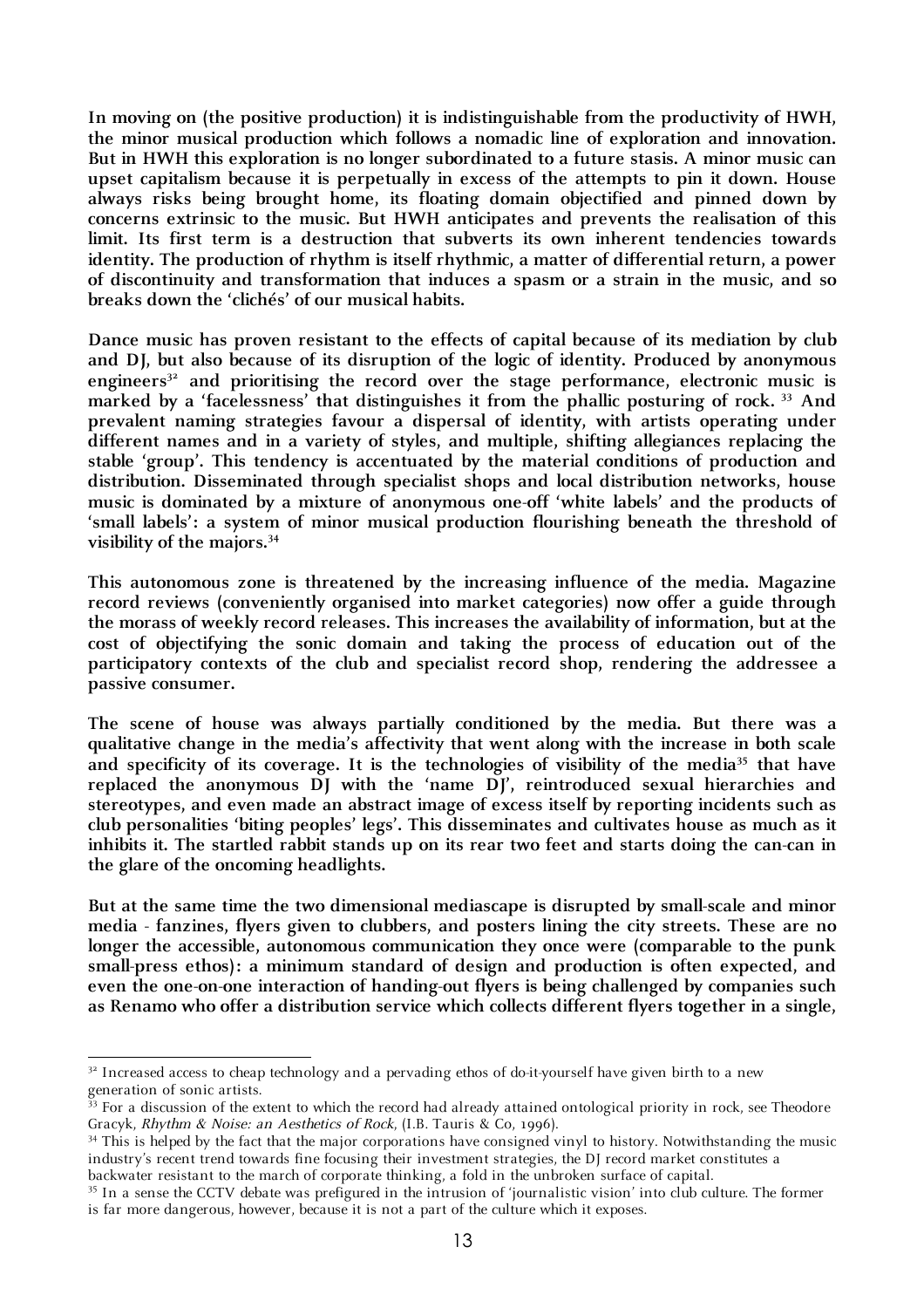**In moving on (the positive production) it is indistinguishable from the productivity of HWH, the minor musical production which follows a nomadic line of exploration and innovation. But in HWH this exploration is no longer subordinated to a future stasis. A minor music can upset capitalism because it is perpetually in excess of the attempts to pin it down. House always risks being brought home, its floating domain objectified and pinned down by concerns extrinsic to the music. But HWH anticipates and prevents the realisation of this limit. Its first term is a destruction that subverts its own inherent tendencies towards identity. The production of rhythm is itself rhythmic, a matter of differential return, a power of discontinuity and transformation that induces a spasm or a strain in the music, and so breaks down the 'clichés' of our musical habits.**

**Dance music has proven resistant to the effects of capital because of its mediation by club and DJ, but also because of its disruption of the logic of identity. Produced by anonymous engineers[32] and prioritising the record over the stage performance, electronic music is marked by a 'facelessness' that distinguishes it from the phallic posturing of rock.[33] And prevalent naming strategies favour a dispersal of identity, with artists operating under different names and in a variety of styles, and multiple, shifting allegiances replacing the stable 'group'. This tendency is accentuated by the material conditions of production and distribution. Disseminated through specialist shops and local distribution networks, house music is dominated by a mixture of anonymous one-off 'white labels' and the products of 'small labels': a system of minor musical production flourishing beneath the threshold of visibility of the majors.[34]**

**This autonomous zone is threatened by the increasing influence of the media. Magazine record reviews (conveniently organised into market categories) now offer a guide through the morass of weekly record releases. This increases the availability of information, but at the cost of objectifying the sonic domain and taking the process of education out of the participatory contexts of the club and specialist record shop, rendering the addressee a passive consumer.**

**The scene of house was always partially conditioned by the media. But there was a qualitative change in the media's affectivity that went along with the increase in both scale and specificity of its coverage. It is the technologies of visibility of the media[35] that have replaced the anonymous DJ with the 'name DJ', reintroduced sexual hierarchies and stereotypes, and even made an abstract image of excess itself by reporting incidents such as club personalities 'biting peoples' legs'. This disseminates and cultivates house as much as it inhibits it. The startled rabbit stands up on its rear two feet and starts doing the can-can in the glare of the oncoming headlights.**

**But at the same time the two dimensional mediascape is disrupted by small-scale and minor media - fanzines, flyers given to clubbers, and posters lining the city streets. These are no longer the accessible, autonomous communication they once were (comparable to the punk small-press ethos): a minimum standard of design and production is often expected, and even the one-on-one interaction of handing-out flyers is being challenged by companies such as Renamo who offer a distribution service which collects different flyers together in a single,**

---

[32] Increased access to cheap technology and a pervading ethos of do-it-yourself have given birth to a new generation of sonic artists.

[33] For a discussion of the extent to which the record had already attained ontological priority in rock, see Theodore Gracyk, *Rhythm & Noise: an Aesthetics of Rock*, (I.B. Tauris & Co, 1996).

[34] This is helped by the fact that the major corporations have consigned vinyl to history. Notwithstanding the music industry's recent trend towards fine focusing their investment strategies, the DJ record market constitutes a backwater resistant to the march of corporate thinking, a fold in the unbroken surface of capital.

[35] In a sense the CCTV debate was prefigured in the intrusion of 'journalistic vision' into club culture. The former is far more dangerous, however, because it is not a part of the culture which it exposes.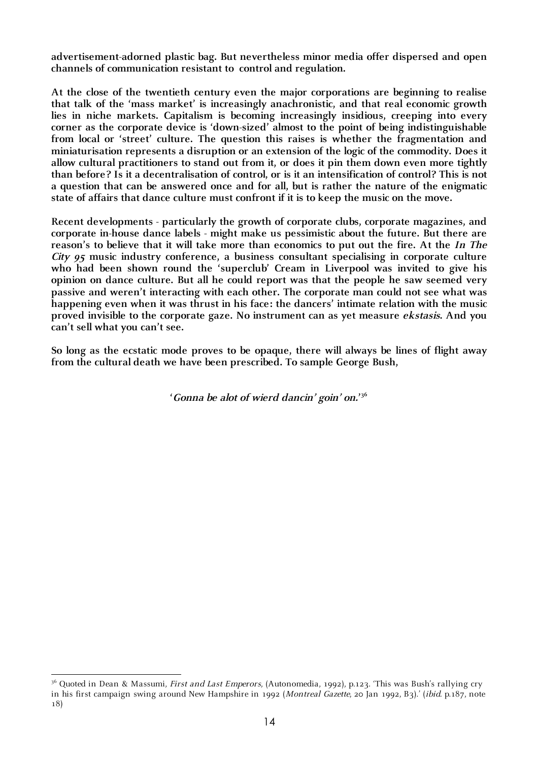**advertisement-adorned plastic bag. But nevertheless minor media offer dispersed and open channels of communication resistant to control and regulation.**

**At the close of the twentieth century even the major corporations are beginning to realise that talk of the 'mass market' is increasingly anachronistic, and that real economic growth lies in niche markets. Capitalism is becoming increasingly insidious, creeping into every corner as the corporate device is 'down-sized' almost to the point of being indistinguishable from local or 'street' culture. The question this raises is whether the fragmentation and miniaturisation represents a disruption or an extension of the logic of the commodity. Does it allow cultural practitioners to stand out from it, or does it pin them down even more tightly than before? Is it a decentralisation of control, or is it an intensification of control? This is not a question that can be answered once and for all, but is rather the nature of the enigmatic state of affairs that dance culture must confront if it is to keep the music on the move.**

**Recent developments - particularly the growth of corporate clubs, corporate magazines, and corporate in-house dance labels - might make us pessimistic about the future. But there are reason's to believe that it will take more than economics to put out the fire. At the *In The City 95* music industry conference, a business consultant specialising in corporate culture who had been shown round the 'superclub' Cream in Liverpool was invited to give his opinion on dance culture. But all he could report was that the people he saw seemed very passive and weren't interacting with each other. The corporate man could not see what was happening even when it was thrust in his face: the dancers' intimate relation with the music proved invisible to the corporate gaze. No instrument can as yet measure *ekstasis*. And you can't sell what you can't see.**

**So long as the ecstatic mode proves to be opaque, there will always be lines of flight away from the cultural death we have been prescribed. To sample George Bush,**

**'*Gonna be alot of wierd dancin' goin' on.*'[36]**

---

[36] Quoted in Dean & Massumi, *First and Last Emperors*, (Autonomedia, 1992), p.123. 'This was Bush's rallying cry in his first campaign swing around New Hampshire in 1992 (*Montreal Gazette*, 20 Jan 1992, B3).' (*ibid.* p.187, note 18)